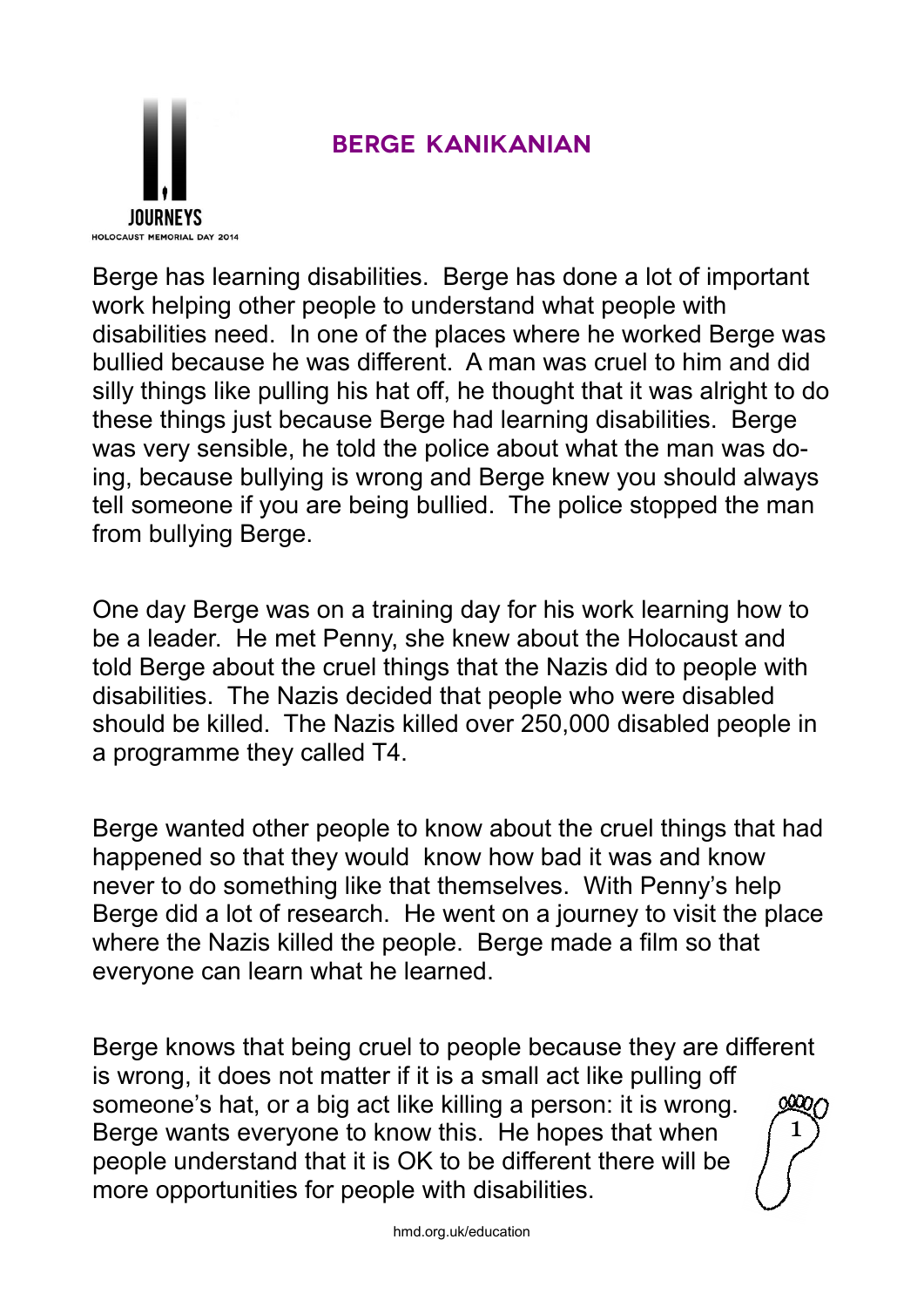JOURNEYS

HOLOCAUST MEMORIAL DAY 2014

# BERGE KANIKANIAN

Berge has learning disabilities. Berge has done a lot of important work helping other people to understand what people with disabilities need. In one of the places where he worked Berge was bullied because he was different. A man was cruel to him and did silly things like pulling his hat off, he thought that it was alright to do these things just because Berge had learning disabilities. Berge was very sensible, he told the police about what the man was doing, because bullying is wrong and Berge knew you should always tell someone if you are being bullied. The police stopped the man from bullying Berge.

One day Berge was on a training day for his work learning how to be a leader. He met Penny, she knew about the Holocaust and told Berge about the cruel things that the Nazis did to people with disabilities. The Nazis decided that people who were disabled should be killed. The Nazis killed over 250,000 disabled people in a programme they called T4.

Berge wanted other people to know about the cruel things that had happened so that they would know how bad it was and know never to do something like that themselves. With Penny's help Berge did a lot of research. He went on a journey to visit the place where the Nazis killed the people. Berge made a film so that everyone can learn what he learned.

Berge knows that being cruel to people because they are different is wrong, it does not matter if it is a small act like pulling off someone's hat, or a big act like killing a person: it is wrong. Berge wants everyone to know this. He hopes that when people understand that it is OK to be different there will be more opportunities for people with disabilities.

hmd.org.uk/education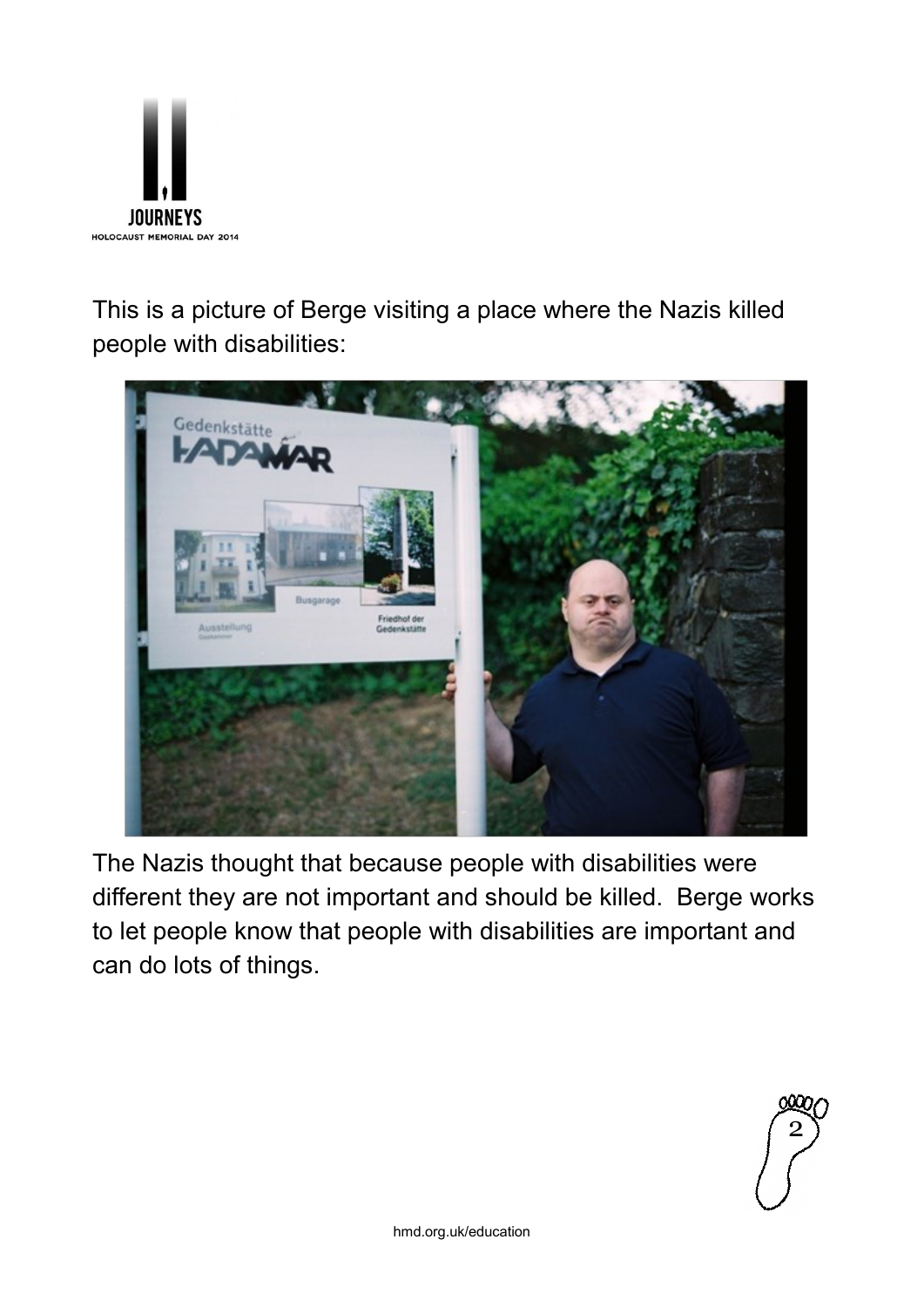This is a picture of Berge visiting a place where the Nazis killed people with disabilities:

The Nazis thought that because people with disabilities were different they are not important and should be killed. Berge works to let people know that people with disabilities are important and can do lots of things.